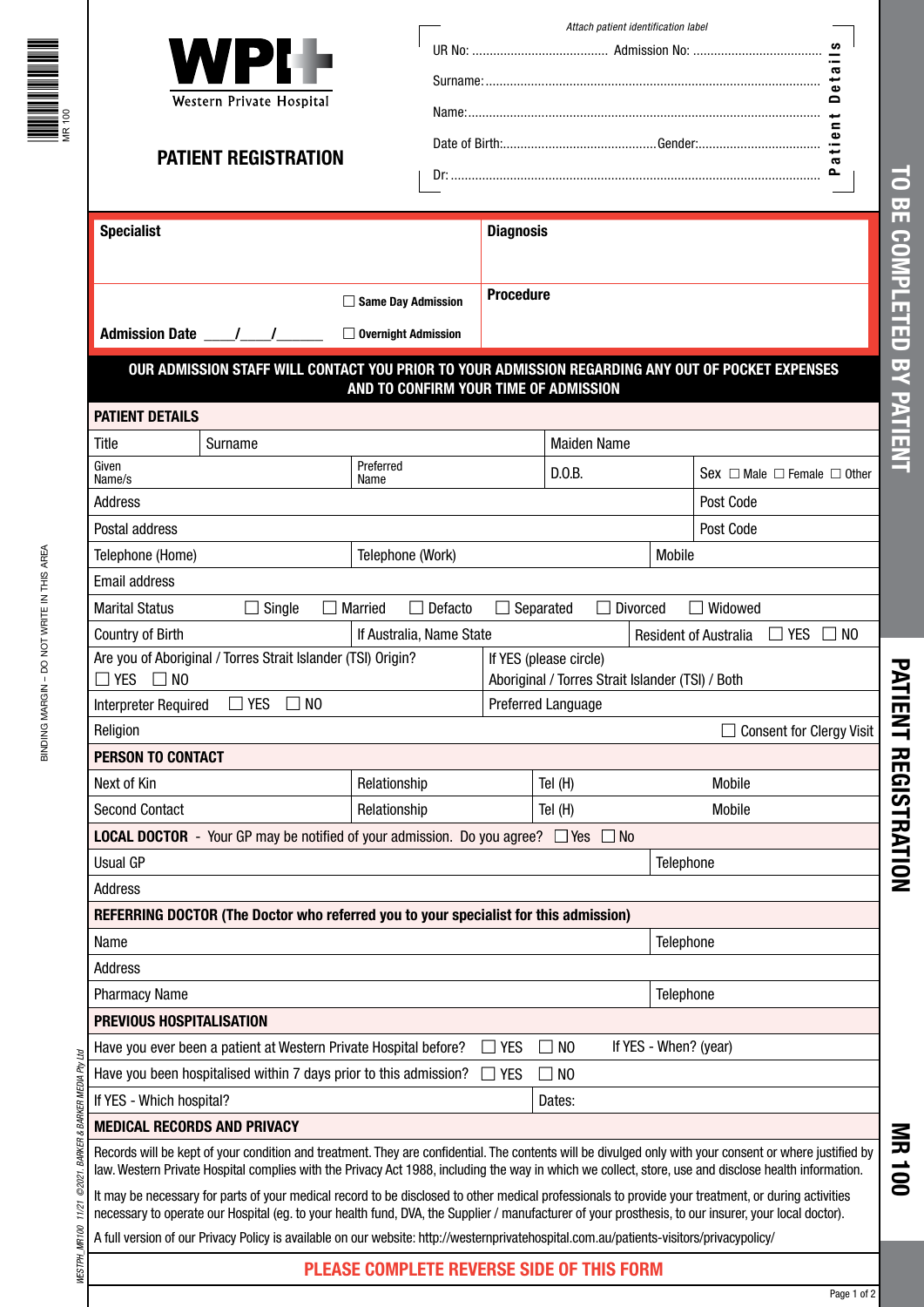**WPH**

Western Private Hospital

# PATIENT REGISTRATION

*Attach patient identification label*

**Patient Details**

UR No: ........................................ Admission No: ......................................

Surname: ................................................................................................

Name: ....................................................................................................

Date of Birth: ............................................ Gender: ..................................

Dr: ..........................................................................................................

| **Specialist** | **Diagnosis** |
|---|---|
| ☐ **Same Day Admission** | **Procedure** |
| **Admission Date** ____/____/______ ☐ **Overnight Admission** | |

**OUR ADMISSION STAFF WILL CONTACT YOU PRIOR TO YOUR ADMISSION REGARDING ANY OUT OF POCKET EXPENSES AND TO CONFIRM YOUR TIME OF ADMISSION**

## PATIENT DETAILS

| Title | Surname | | Maiden Name | |
|---|---|---|---|---|
| Given Name/s | | Preferred Name | D.O.B. | Sex ☐ Male ☐ Female ☐ Other |
| Address | | | | Post Code |
| Postal address | | | | Post Code |
| Telephone (Home) | | Telephone (Work) | Mobile | |
| Email address | | | | |

Marital Status ☐ Single ☐ Married ☐ Defacto ☐ Separated ☐ Divorced ☐ Widowed

| Country of Birth | If Australia, Name State | Resident of Australia ☐ YES ☐ NO |
|---|---|---|
| Are you of Aboriginal / Torres Strait Islander (TSI) Origin? ☐ YES ☐ NO | If YES (please circle) Aboriginal / Torres Strait Islander (TSI) / Both | |
| Interpreter Required ☐ YES ☐ NO | Preferred Language | |
| Religion | | ☐ Consent for Clergy Visit |

## PERSON TO CONTACT

| Next of Kin | Relationship | Tel (H) | Mobile |
|---|---|---|---|
| Second Contact | Relationship | Tel (H) | Mobile |

**LOCAL DOCTOR** - Your GP may be notified of your admission. Do you agree? ☐ Yes ☐ No

| Usual GP | Telephone |
|---|---|
| Address | |

## REFERRING DOCTOR (The Doctor who referred you to your specialist for this admission)

| Name | Telephone |
|---|---|
| Address | |
| Pharmacy Name | Telephone |

## PREVIOUS HOSPITALISATION

Have you ever been a patient at Western Private Hospital before? ☐ YES ☐ NO If YES - When? (year)

Have you been hospitalised within 7 days prior to this admission? ☐ YES ☐ NO

| If YES - Which hospital? | Dates: |
|---|---|

## MEDICAL RECORDS AND PRIVACY

Records will be kept of your condition and treatment. They are confidential. The contents will be divulged only with your consent or where justified by law. Western Private Hospital complies with the Privacy Act 1988, including the way in which we collect, store, use and disclose health information.

It may be necessary for parts of your medical record to be disclosed to other medical professionals to provide your treatment, or during activities necessary to operate our Hospital (eg. to your health fund, DVA, the Supplier / manufacturer of your prosthesis, to our insurer, your local doctor).

A full version of our Privacy Policy is available on our website: http://westernprivatehospital.com.au/patients-visitors/privacypolicy/

**PLEASE COMPLETE REVERSE SIDE OF THIS FORM**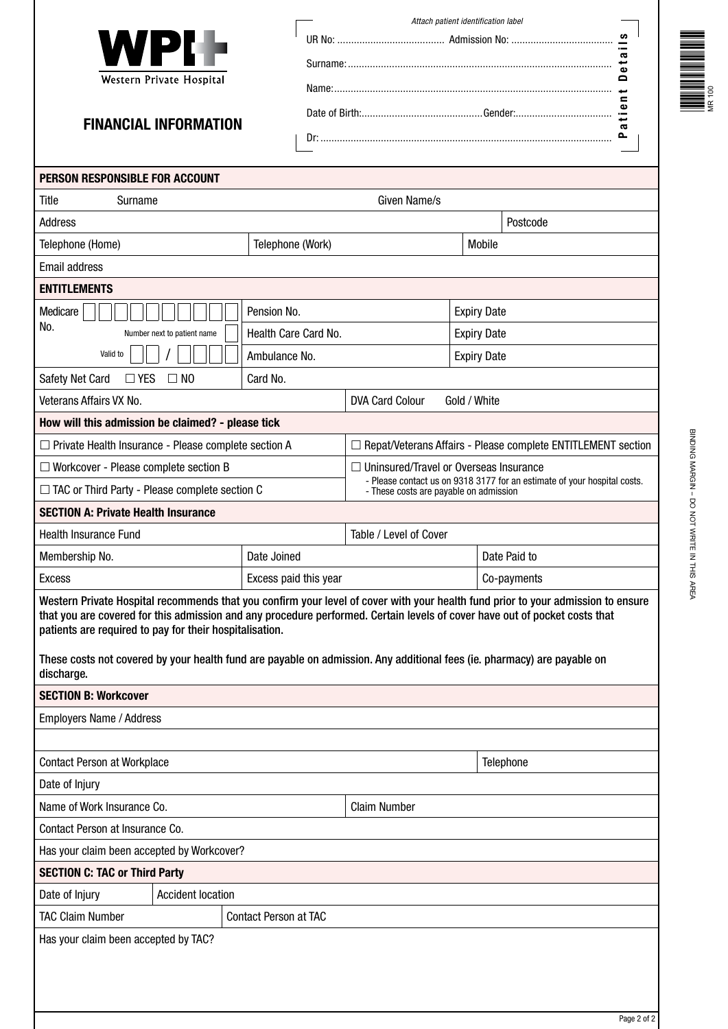**WPH Western Private Hospital**

# FINANCIAL INFORMATION

*Attach patient identification label*

**Patient Details**

UR No: ........................................ Admission No: ......................................

Surname: .................................................................................................

Name: .....................................................................................................

Date of Birth: ............................................ Gender: ...................................

Dr: ..........................................................................................................

MR 100

BINDING MARGIN – DO NOT WRITE IN THIS AREA

## PERSON RESPONSIBLE FOR ACCOUNT

| | | | |
|---|---|---|---|
| Title | Surname | Given Name/s | |
| Address | | | Postcode |
| Telephone (Home) | Telephone (Work) | Mobile | |
| Email address | | | |

## ENTITLEMENTS

| | | |
|---|---|---|
| Medicare No. ☐☐☐☐☐☐☐☐☐☐ Number next to patient name ☐ | Pension No. | Expiry Date |
| | Health Care Card No. | Expiry Date |
| Valid to ☐☐ / ☐☐☐☐ | Ambulance No. | Expiry Date |
| Safety Net Card ☐ YES ☐ NO | Card No. | |
| Veterans Affairs VX No. | DVA Card Colour Gold / White | |

## How will this admission be claimed? - please tick

| | |
|---|---|
| ☐ Private Health Insurance - Please complete section A | ☐ Repat/Veterans Affairs - Please complete ENTITLEMENT section |
| ☐ Workcover - Please complete section B | ☐ Uninsured/Travel or Overseas Insurance<br>- Please contact us on 9318 3177 for an estimate of your hospital costs.<br>- These costs are payable on admission |
| ☐ TAC or Third Party - Please complete section C | |

## SECTION A: Private Health Insurance

| | | |
|---|---|---|
| Health Insurance Fund | Table / Level of Cover | |
| Membership No. | Date Joined | Date Paid to |
| Excess | Excess paid this year | Co-payments |

**Western Private Hospital recommends that you confirm your level of cover with your health fund prior to your admission to ensure that you are covered for this admission and any procedure performed. Certain levels of cover have out of pocket costs that patients are required to pay for their hospitalisation.**

**These costs not covered by your health fund are payable on admission. Any additional fees (ie. pharmacy) are payable on discharge.**

## SECTION B: Workcover

| | |
|---|---|
| Employers Name / Address | |
| | |
| Contact Person at Workplace | Telephone |
| Date of Injury | |
| Name of Work Insurance Co. | Claim Number |
| Contact Person at Insurance Co. | |
| Has your claim been accepted by Workcover? | |

## SECTION C: TAC or Third Party

| | |
|---|---|
| Date of Injury | Accident location |
| TAC Claim Number | Contact Person at TAC |
| Has your claim been accepted by TAC? | |